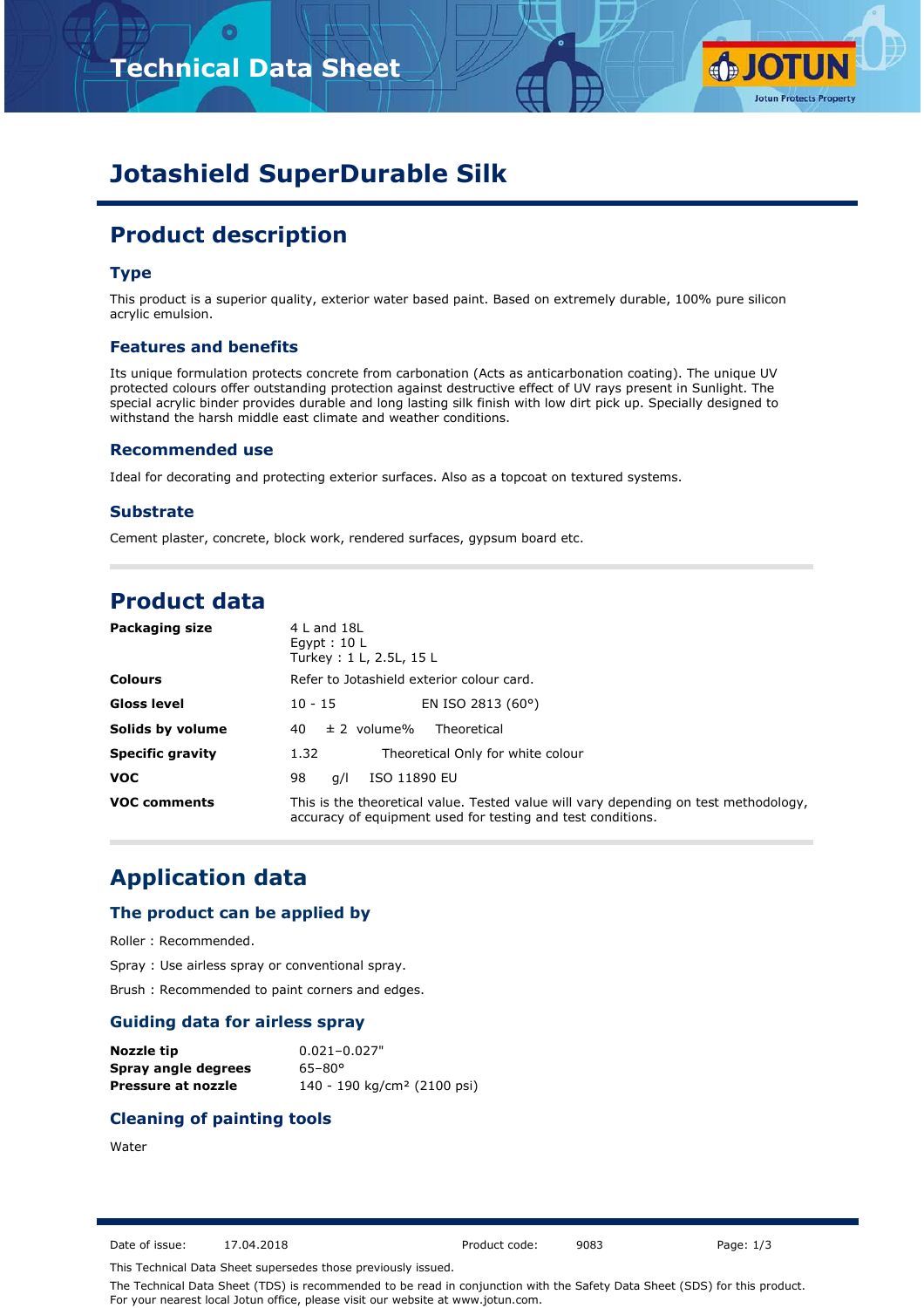# Jotashield SuperDurable Silk

## Product description

### Type

This product is a superior quality, exterior water based paint. Based on extremely durable, 100% pure silicon acrylic emulsion.

### Features and benefits

Its unique formulation protects concrete from carbonation (Acts as anticarbonation coating). The unique UV protected colours offer outstanding protection against destructive effect of UV rays present in Sunlight. The special acrylic binder provides durable and long lasting silk finish with low dirt pick up. Specially designed to withstand the harsh middle east climate and weather conditions.

### Recommended use

Ideal for decorating and protecting exterior surfaces. Also as a topcoat on textured systems.

### Substrate

Cement plaster, concrete, block work, rendered surfaces, gypsum board etc.

## Product data

| | | | |
|---|---|---|---|
| **Packaging size** | 4 L and 18L<br>Egypt : 10 L<br>Turkey : 1 L, 2.5L, 15 L | | |
| **Colours** | Refer to Jotashield exterior colour card. | | |
| **Gloss level** | 10 - 15 | | EN ISO 2813 (60°) |
| **Solids by volume** | 40 | ± 2 volume% | Theoretical |
| **Specific gravity** | 1.32 | | Theoretical Only for white colour |
| **VOC** | 98 | g/l | ISO 11890 EU |
| **VOC comments** | This is the theoretical value. Tested value will vary depending on test methodology, accuracy of equipment used for testing and test conditions. | | |

## Application data

### The product can be applied by

Roller : Recommended.

Spray : Use airless spray or conventional spray.

Brush : Recommended to paint corners and edges.

### Guiding data for airless spray

| | |
|---|---|
| **Nozzle tip** | 0.021–0.027" |
| **Spray angle degrees** | 65–80° |
| **Pressure at nozzle** | 140 - 190 kg/cm² (2100 psi) |

### Cleaning of painting tools

Water

Date of issue: 17.04.2018 Product code: 9083

This Technical Data Sheet supersedes those previously issued.

The Technical Data Sheet (TDS) is recommended to be read in conjunction with the Safety Data Sheet (SDS) for this product. For your nearest local Jotun office, please visit our website at www.jotun.com.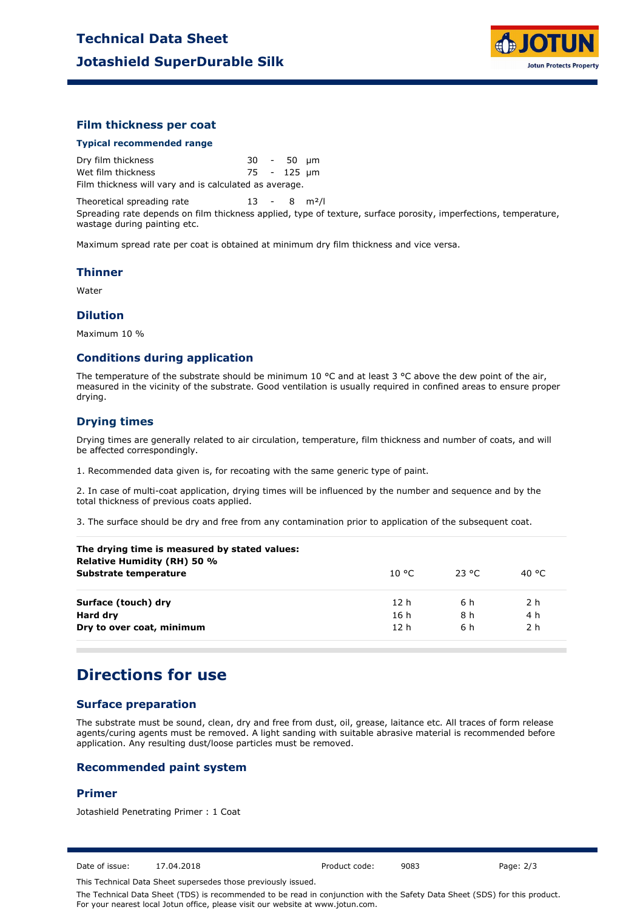### Film thickness per coat

#### Typical recommended range

| | |
|---|---|
| Dry film thickness | 30 - 50 µm |
| Wet film thickness | 75 - 125 µm |

Film thickness will vary and is calculated as average.

| | |
|---|---|
| Theoretical spreading rate | 13 - 8 m²/l |

Spreading rate depends on film thickness applied, type of texture, surface porosity, imperfections, temperature, wastage during painting etc.

Maximum spread rate per coat is obtained at minimum dry film thickness and vice versa.

### Thinner

Water

### Dilution

Maximum 10 %

### Conditions during application

The temperature of the substrate should be minimum 10 °C and at least 3 °C above the dew point of the air, measured in the vicinity of the substrate. Good ventilation is usually required in confined areas to ensure proper drying.

### Drying times

Drying times are generally related to air circulation, temperature, film thickness and number of coats, and will be affected correspondingly.

1. Recommended data given is, for recoating with the same generic type of paint.

2. In case of multi-coat application, drying times will be influenced by the number and sequence and by the total thickness of previous coats applied.

3. The surface should be dry and free from any contamination prior to application of the subsequent coat.

| **The drying time is measured by stated values:**<br>**Relative Humidity (RH) 50 %**<br>**Substrate temperature** | 10 °C | 23 °C | 40 °C |
|---|---|---|---|
| **Surface (touch) dry** | 12 h | 6 h | 2 h |
| **Hard dry** | 16 h | 8 h | 4 h |
| **Dry to over coat, minimum** | 12 h | 6 h | 2 h |

## Directions for use

### Surface preparation

The substrate must be sound, clean, dry and free from dust, oil, grease, laitance etc. All traces of form release agents/curing agents must be removed. A light sanding with suitable abrasive material is recommended before application. Any resulting dust/loose particles must be removed.

### Recommended paint system

### Primer

Jotashield Penetrating Primer : 1 Coat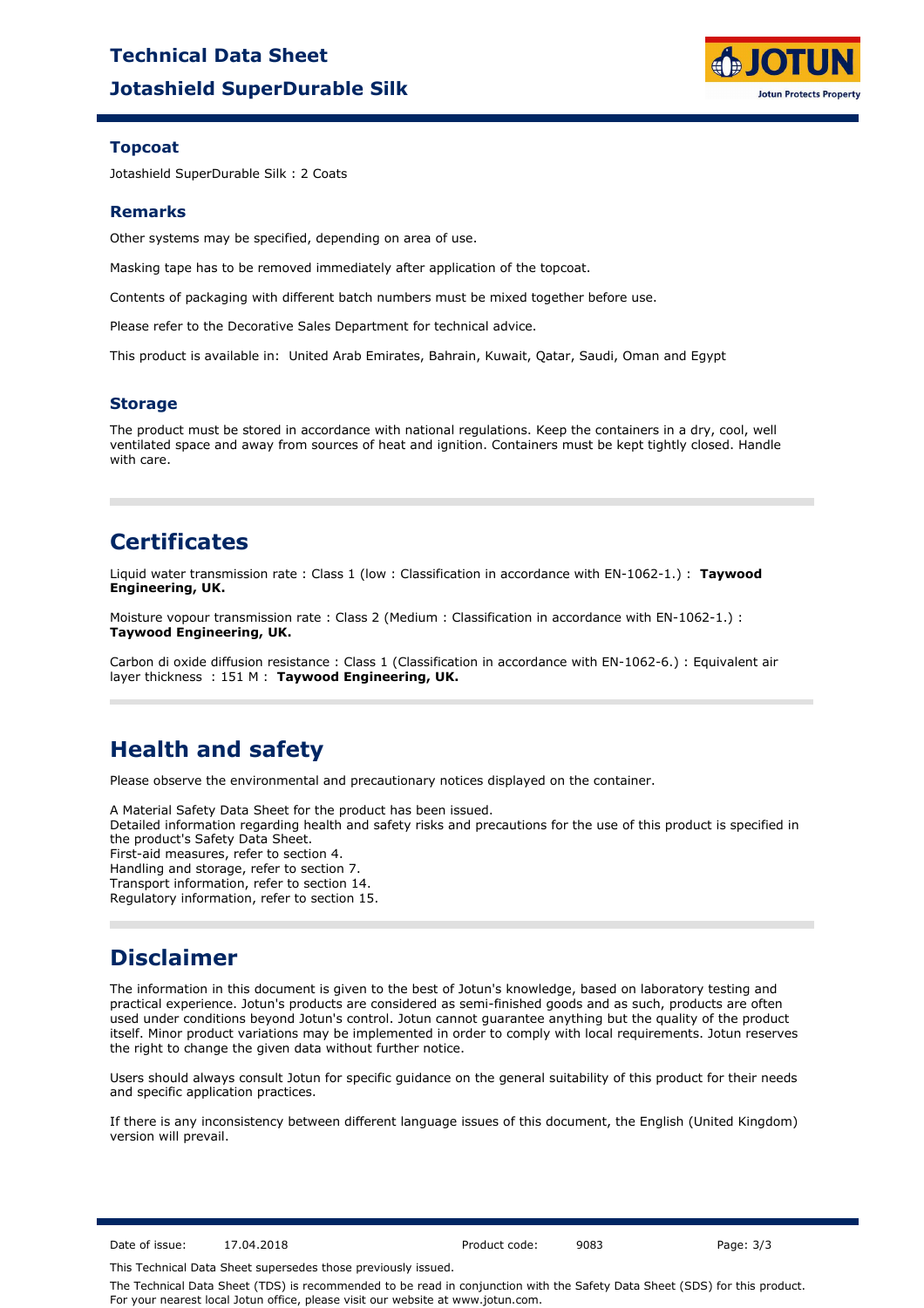### Topcoat

Jotashield SuperDurable Silk : 2 Coats

### Remarks

Other systems may be specified, depending on area of use.

Masking tape has to be removed immediately after application of the topcoat.

Contents of packaging with different batch numbers must be mixed together before use.

Please refer to the Decorative Sales Department for technical advice.

This product is available in: United Arab Emirates, Bahrain, Kuwait, Qatar, Saudi, Oman and Egypt

### Storage

The product must be stored in accordance with national regulations. Keep the containers in a dry, cool, well ventilated space and away from sources of heat and ignition. Containers must be kept tightly closed. Handle with care.

## Certificates

Liquid water transmission rate : Class 1 (low : Classification in accordance with EN-1062-1.) : **Taywood Engineering, UK.**

Moisture vopour transmission rate : Class 2 (Medium : Classification in accordance with EN-1062-1.) : **Taywood Engineering, UK.**

Carbon di oxide diffusion resistance : Class 1 (Classification in accordance with EN-1062-6.) : Equivalent air layer thickness : 151 M : **Taywood Engineering, UK.**

## Health and safety

Please observe the environmental and precautionary notices displayed on the container.

A Material Safety Data Sheet for the product has been issued.
Detailed information regarding health and safety risks and precautions for the use of this product is specified in the product's Safety Data Sheet.
First-aid measures, refer to section 4.
Handling and storage, refer to section 7.
Transport information, refer to section 14.
Regulatory information, refer to section 15.

## Disclaimer

The information in this document is given to the best of Jotun's knowledge, based on laboratory testing and practical experience. Jotun's products are considered as semi-finished goods and as such, products are often used under conditions beyond Jotun's control. Jotun cannot guarantee anything but the quality of the product itself. Minor product variations may be implemented in order to comply with local requirements. Jotun reserves the right to change the given data without further notice.

Users should always consult Jotun for specific guidance on the general suitability of this product for their needs and specific application practices.

If there is any inconsistency between different language issues of this document, the English (United Kingdom) version will prevail.